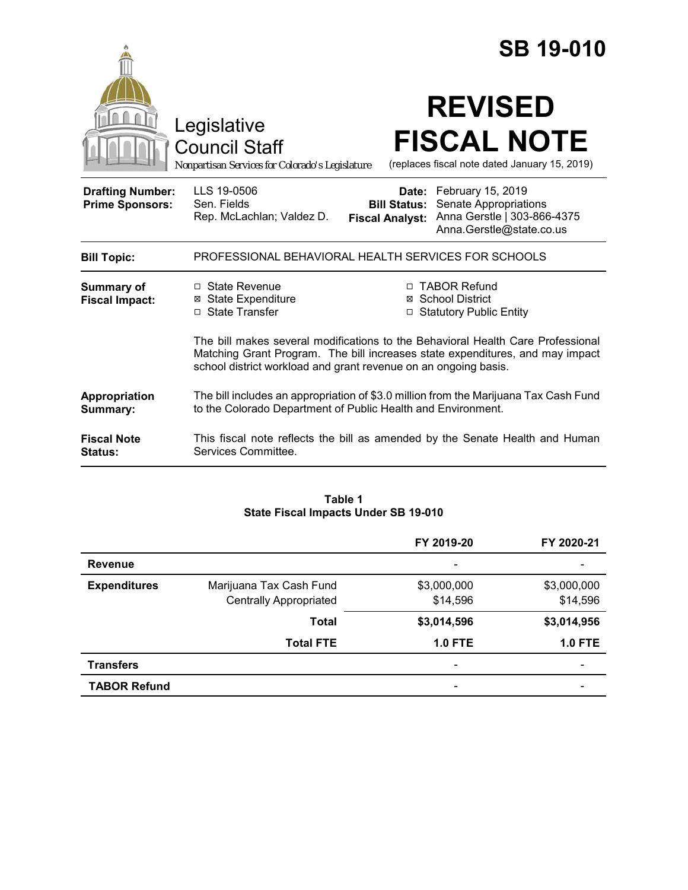# SB 19-010

Legislative Council Staff

*Nonpartisan Services for Colorado's Legislature*

# REVISED FISCAL NOTE

(replaces fiscal note dated January 15, 2019)

| | | | |
|---|---|---|---|
| **Drafting Number:** | LLS 19-0506 | **Date:** | February 15, 2019 |
| **Prime Sponsors:** | Sen. Fields<br>Rep. McLachlan; Valdez D. | **Bill Status:** | Senate Appropriations |
| | | **Fiscal Analyst:** | Anna Gerstle \| 303-866-4375<br>Anna.Gerstle@state.co.us |

**Bill Topic:** PROFESSIONAL BEHAVIORAL HEALTH SERVICES FOR SCHOOLS

**Summary of Fiscal Impact:**

- ☐ State Revenue
- ☒ State Expenditure
- ☐ State Transfer
- ☐ TABOR Refund
- ☒ School District
- ☐ Statutory Public Entity

The bill makes several modifications to the Behavioral Health Care Professional Matching Grant Program. The bill increases state expenditures, and may impact school district workload and grant revenue on an ongoing basis.

**Appropriation Summary:** The bill includes an appropriation of $3.0 million from the Marijuana Tax Cash Fund to the Colorado Department of Public Health and Environment.

**Fiscal Note Status:** This fiscal note reflects the bill as amended by the Senate Health and Human Services Committee.

**Table 1**
**State Fiscal Impacts Under SB 19-010**

| | | FY 2019-20 | FY 2020-21 |
|---|---|---|---|
| **Revenue** | | - | - |
| **Expenditures** | Marijuana Tax Cash Fund | $3,000,000 | $3,000,000 |
| | Centrally Appropriated | $14,596 | $14,596 |
| | **Total** | **$3,014,596** | **$3,014,956** |
| | **Total FTE** | **1.0 FTE** | **1.0 FTE** |
| **Transfers** | | - | - |
| **TABOR Refund** | | - | - |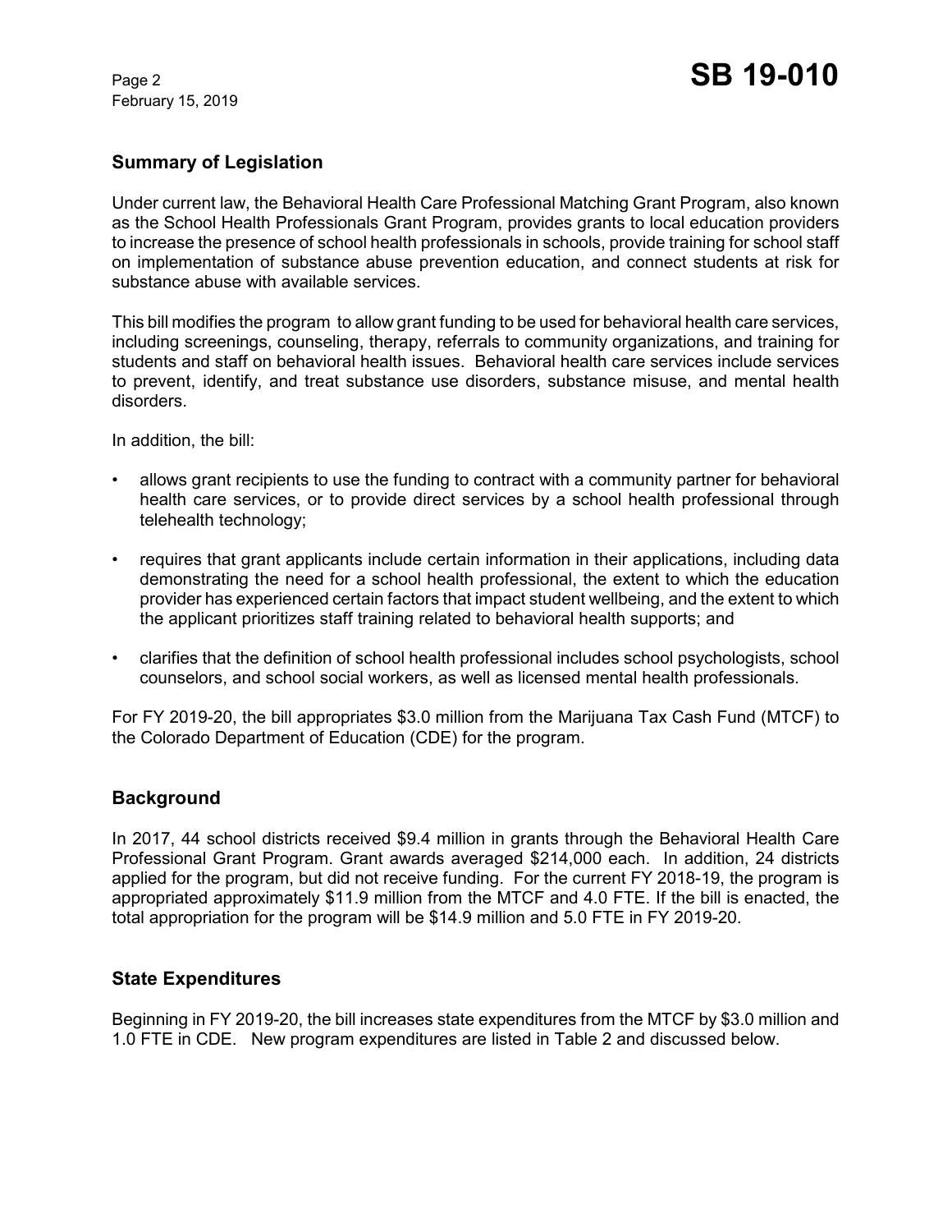## Summary of Legislation

Under current law, the Behavioral Health Care Professional Matching Grant Program, also known as the School Health Professionals Grant Program, provides grants to local education providers to increase the presence of school health professionals in schools, provide training for school staff on implementation of substance abuse prevention education, and connect students at risk for substance abuse with available services.

This bill modifies the program to allow grant funding to be used for behavioral health care services, including screenings, counseling, therapy, referrals to community organizations, and training for students and staff on behavioral health issues. Behavioral health care services include services to prevent, identify, and treat substance use disorders, substance misuse, and mental health disorders.

In addition, the bill:

- allows grant recipients to use the funding to contract with a community partner for behavioral health care services, or to provide direct services by a school health professional through telehealth technology;
- requires that grant applicants include certain information in their applications, including data demonstrating the need for a school health professional, the extent to which the education provider has experienced certain factors that impact student wellbeing, and the extent to which the applicant prioritizes staff training related to behavioral health supports; and
- clarifies that the definition of school health professional includes school psychologists, school counselors, and school social workers, as well as licensed mental health professionals.

For FY 2019-20, the bill appropriates $3.0 million from the Marijuana Tax Cash Fund (MTCF) to the Colorado Department of Education (CDE) for the program.

## Background

In 2017, 44 school districts received $9.4 million in grants through the Behavioral Health Care Professional Grant Program. Grant awards averaged $214,000 each. In addition, 24 districts applied for the program, but did not receive funding. For the current FY 2018-19, the program is appropriated approximately $11.9 million from the MTCF and 4.0 FTE. If the bill is enacted, the total appropriation for the program will be $14.9 million and 5.0 FTE in FY 2019-20.

## State Expenditures

Beginning in FY 2019-20, the bill increases state expenditures from the MTCF by $3.0 million and 1.0 FTE in CDE. New program expenditures are listed in Table 2 and discussed below.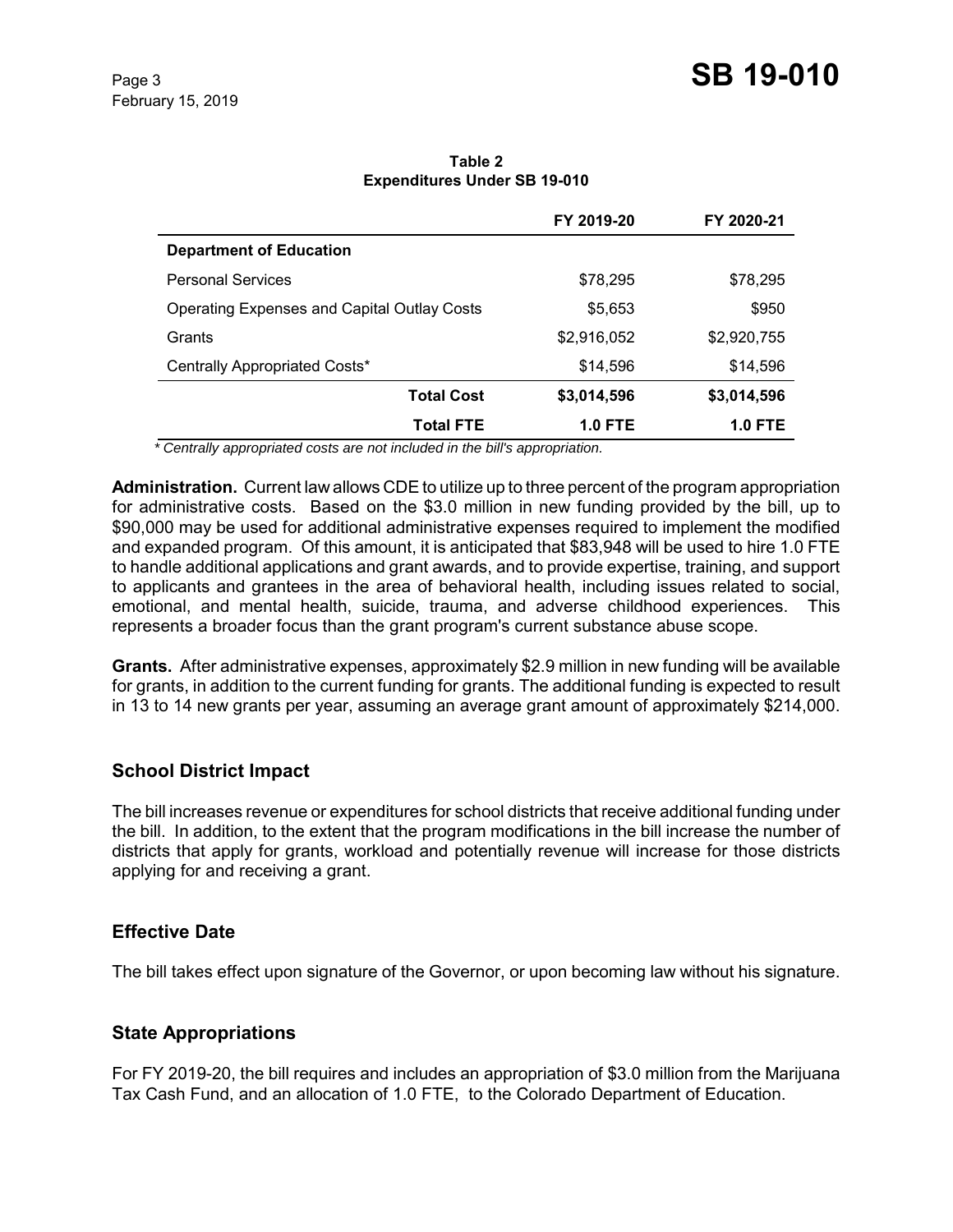**Table 2**
**Expenditures Under SB 19-010**

| | FY 2019-20 | FY 2020-21 |
|---|---|---|
| **Department of Education** | | |
| Personal Services | $78,295 | $78,295 |
| Operating Expenses and Capital Outlay Costs | $5,653 | $950 |
| Grants | $2,916,052 | $2,920,755 |
| Centrally Appropriated Costs* | $14,596 | $14,596 |
| **Total Cost** | **$3,014,596** | **$3,014,596** |
| **Total FTE** | **1.0 FTE** | **1.0 FTE** |

*\* Centrally appropriated costs are not included in the bill's appropriation.*

**Administration.** Current law allows CDE to utilize up to three percent of the program appropriation for administrative costs. Based on the $3.0 million in new funding provided by the bill, up to $90,000 may be used for additional administrative expenses required to implement the modified and expanded program. Of this amount, it is anticipated that $83,948 will be used to hire 1.0 FTE to handle additional applications and grant awards, and to provide expertise, training, and support to applicants and grantees in the area of behavioral health, including issues related to social, emotional, and mental health, suicide, trauma, and adverse childhood experiences. This represents a broader focus than the grant program's current substance abuse scope.

**Grants.** After administrative expenses, approximately $2.9 million in new funding will be available for grants, in addition to the current funding for grants. The additional funding is expected to result in 13 to 14 new grants per year, assuming an average grant amount of approximately $214,000.

## School District Impact

The bill increases revenue or expenditures for school districts that receive additional funding under the bill. In addition, to the extent that the program modifications in the bill increase the number of districts that apply for grants, workload and potentially revenue will increase for those districts applying for and receiving a grant.

## Effective Date

The bill takes effect upon signature of the Governor, or upon becoming law without his signature.

## State Appropriations

For FY 2019-20, the bill requires and includes an appropriation of $3.0 million from the Marijuana Tax Cash Fund, and an allocation of 1.0 FTE, to the Colorado Department of Education.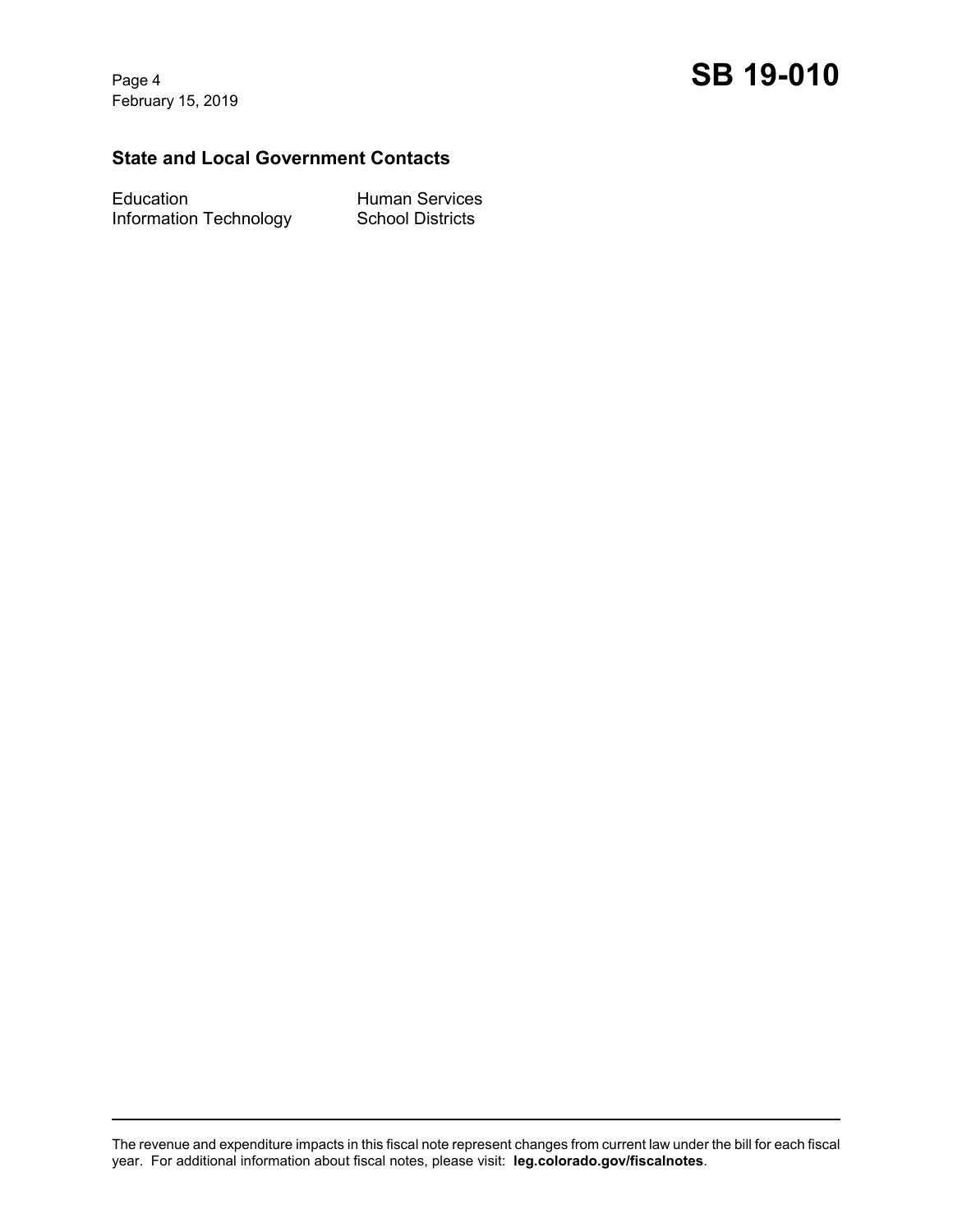## State and Local Government Contacts

| | |
|---|---|
| Education | Human Services |
| Information Technology | School Districts |

The revenue and expenditure impacts in this fiscal note represent changes from current law under the bill for each fiscal year. For additional information about fiscal notes, please visit: **leg.colorado.gov/fiscalnotes**.